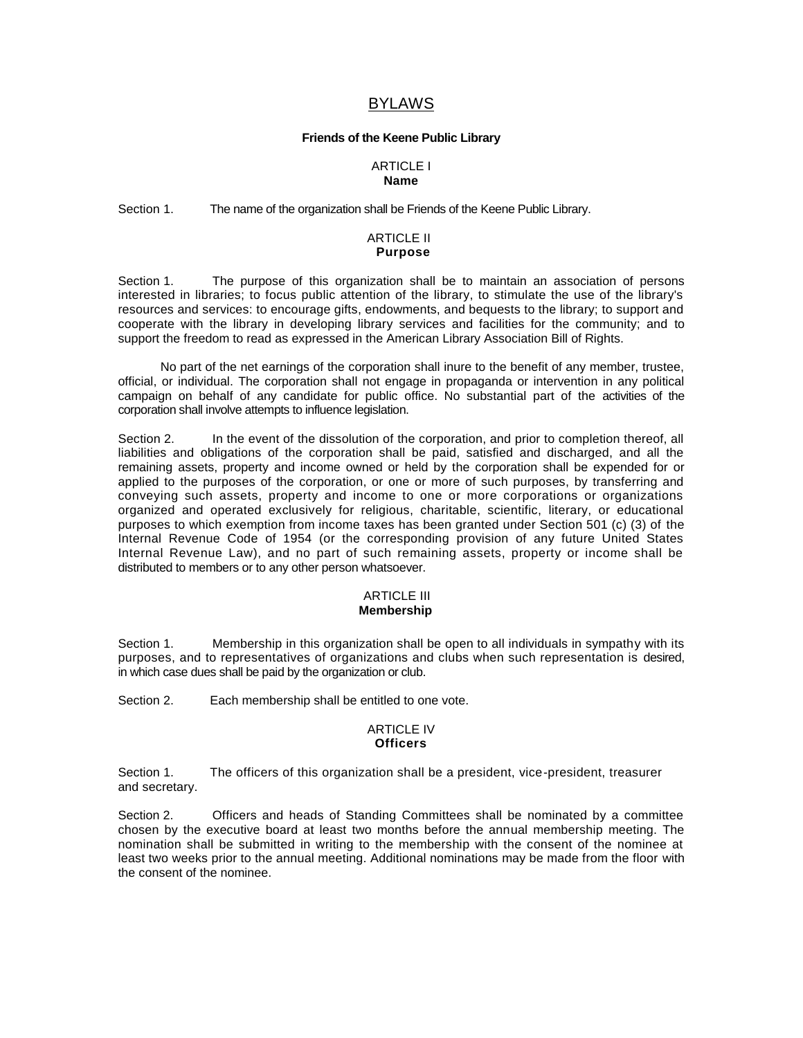# BYLAWS

**Friends of the Keene Public Library**

## ARTICLE I
**Name**

Section 1. The name of the organization shall be Friends of the Keene Public Library.

## ARTICLE II
**Purpose**

Section 1. The purpose of this organization shall be to maintain an association of persons interested in libraries; to focus public attention of the library, to stimulate the use of the library's resources and services: to encourage gifts, endowments, and bequests to the library; to support and cooperate with the library in developing library services and facilities for the community; and to support the freedom to read as expressed in the American Library Association Bill of Rights.

No part of the net earnings of the corporation shall inure to the benefit of any member, trustee, official, or individual. The corporation shall not engage in propaganda or intervention in any political campaign on behalf of any candidate for public office. No substantial part of the activities of the corporation shall involve attempts to influence legislation.

Section 2. In the event of the dissolution of the corporation, and prior to completion thereof, all liabilities and obligations of the corporation shall be paid, satisfied and discharged, and all the remaining assets, property and income owned or held by the corporation shall be expended for or applied to the purposes of the corporation, or one or more of such purposes, by transferring and conveying such assets, property and income to one or more corporations or organizations organized and operated exclusively for religious, charitable, scientific, literary, or educational purposes to which exemption from income taxes has been granted under Section 501 (c) (3) of the Internal Revenue Code of 1954 (or the corresponding provision of any future United States Internal Revenue Law), and no part of such remaining assets, property or income shall be distributed to members or to any other person whatsoever.

## ARTICLE III
**Membership**

Section 1. Membership in this organization shall be open to all individuals in sympathy with its purposes, and to representatives of organizations and clubs when such representation is desired, in which case dues shall be paid by the organization or club.

Section 2. Each membership shall be entitled to one vote.

## ARTICLE IV
**Officers**

Section 1. The officers of this organization shall be a president, vice-president, treasurer and secretary.

Section 2. Officers and heads of Standing Committees shall be nominated by a committee chosen by the executive board at least two months before the annual membership meeting. The nomination shall be submitted in writing to the membership with the consent of the nominee at least two weeks prior to the annual meeting. Additional nominations may be made from the floor with the consent of the nominee.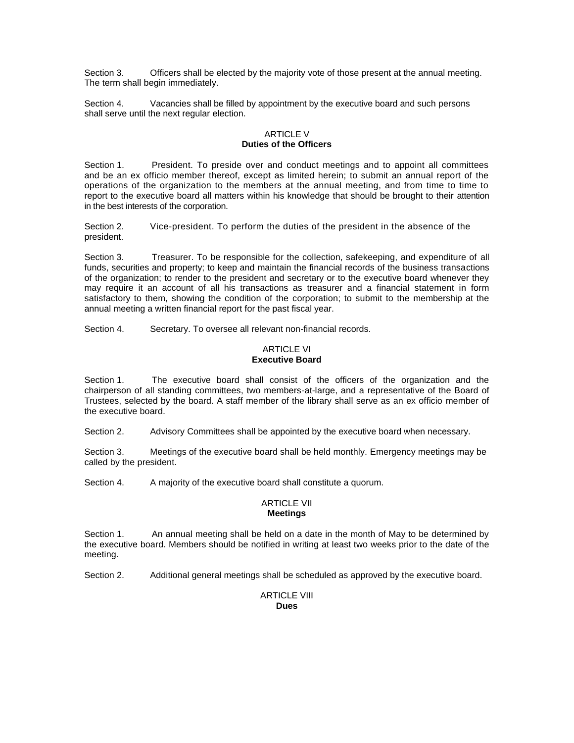Section 3. Officers shall be elected by the majority vote of those present at the annual meeting. The term shall begin immediately.

Section 4. Vacancies shall be filled by appointment by the executive board and such persons shall serve until the next regular election.

## ARTICLE V
### Duties of the Officers

Section 1. President. To preside over and conduct meetings and to appoint all committees and be an ex officio member thereof, except as limited herein; to submit an annual report of the operations of the organization to the members at the annual meeting, and from time to time to report to the executive board all matters within his knowledge that should be brought to their attention in the best interests of the corporation.

Section 2. Vice-president. To perform the duties of the president in the absence of the president.

Section 3. Treasurer. To be responsible for the collection, safekeeping, and expenditure of all funds, securities and property; to keep and maintain the financial records of the business transactions of the organization; to render to the president and secretary or to the executive board whenever they may require it an account of all his transactions as treasurer and a financial statement in form satisfactory to them, showing the condition of the corporation; to submit to the membership at the annual meeting a written financial report for the past fiscal year.

Section 4. Secretary. To oversee all relevant non-financial records.

## ARTICLE VI
### Executive Board

Section 1. The executive board shall consist of the officers of the organization and the chairperson of all standing committees, two members-at-large, and a representative of the Board of Trustees, selected by the board. A staff member of the library shall serve as an ex officio member of the executive board.

Section 2. Advisory Committees shall be appointed by the executive board when necessary.

Section 3. Meetings of the executive board shall be held monthly. Emergency meetings may be called by the president.

Section 4. A majority of the executive board shall constitute a quorum.

## ARTICLE VII
### Meetings

Section 1. An annual meeting shall be held on a date in the month of May to be determined by the executive board. Members should be notified in writing at least two weeks prior to the date of the meeting.

Section 2. Additional general meetings shall be scheduled as approved by the executive board.

## ARTICLE VIII
### Dues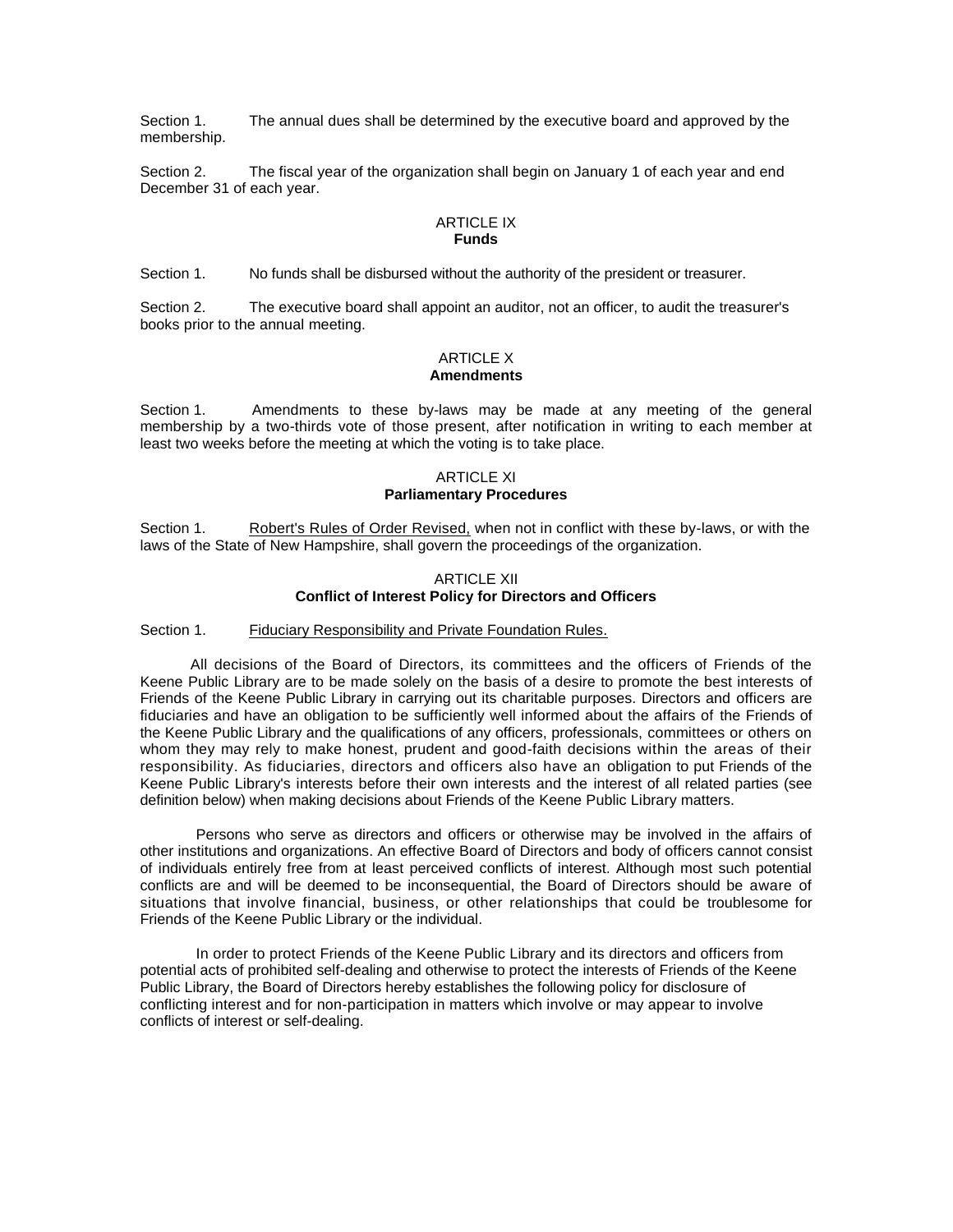Section 1. The annual dues shall be determined by the executive board and approved by the membership.

Section 2. The fiscal year of the organization shall begin on January 1 of each year and end December 31 of each year.

## ARTICLE IX
### Funds

Section 1. No funds shall be disbursed without the authority of the president or treasurer.

Section 2. The executive board shall appoint an auditor, not an officer, to audit the treasurer's books prior to the annual meeting.

## ARTICLE X
### Amendments

Section 1. Amendments to these by-laws may be made at any meeting of the general membership by a two-thirds vote of those present, after notification in writing to each member at least two weeks before the meeting at which the voting is to take place.

## ARTICLE XI
### Parliamentary Procedures

Section 1. Robert's Rules of Order Revised, when not in conflict with these by-laws, or with the laws of the State of New Hampshire, shall govern the proceedings of the organization.

## ARTICLE XII
### Conflict of Interest Policy for Directors and Officers

Section 1. Fiduciary Responsibility and Private Foundation Rules.

All decisions of the Board of Directors, its committees and the officers of Friends of the Keene Public Library are to be made solely on the basis of a desire to promote the best interests of Friends of the Keene Public Library in carrying out its charitable purposes. Directors and officers are fiduciaries and have an obligation to be sufficiently well informed about the affairs of the Friends of the Keene Public Library and the qualifications of any officers, professionals, committees or others on whom they may rely to make honest, prudent and good-faith decisions within the areas of their responsibility. As fiduciaries, directors and officers also have an obligation to put Friends of the Keene Public Library's interests before their own interests and the interest of all related parties (see definition below) when making decisions about Friends of the Keene Public Library matters.

Persons who serve as directors and officers or otherwise may be involved in the affairs of other institutions and organizations. An effective Board of Directors and body of officers cannot consist of individuals entirely free from at least perceived conflicts of interest. Although most such potential conflicts are and will be deemed to be inconsequential, the Board of Directors should be aware of situations that involve financial, business, or other relationships that could be troublesome for Friends of the Keene Public Library or the individual.

In order to protect Friends of the Keene Public Library and its directors and officers from potential acts of prohibited self-dealing and otherwise to protect the interests of Friends of the Keene Public Library, the Board of Directors hereby establishes the following policy for disclosure of conflicting interest and for non-participation in matters which involve or may appear to involve conflicts of interest or self-dealing.